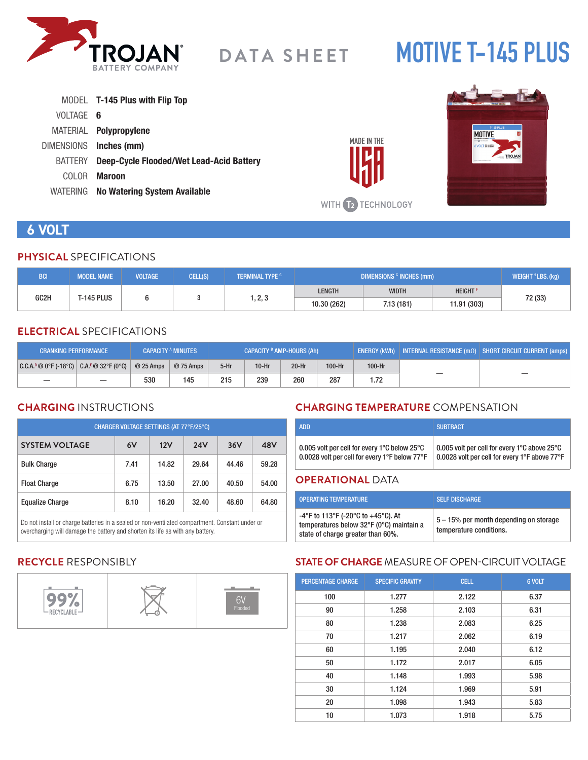# TROJAN BATTERY COMPANY

## DATA SHEET

# MOTIVE T-145 PLUS

MODEL **T-145 Plus with Flip Top**

VOLTAGE **6**

MATERIAL **Polypropylene**

DIMENSIONS **Inches (mm)**

BATTERY **Deep-Cycle Flooded/Wet Lead-Acid Battery**

COLOR **Maroon**

WATERING **No Watering System Available**

MADE IN THE USA

WITH T2 TECHNOLOGY

## 6 VOLT

### PHYSICAL SPECIFICATIONS

| BCI | MODEL NAME | VOLTAGE | CELL(S) | TERMINAL TYPE [G] | DIMENSIONS [C] INCHES (mm) | | | WEIGHT [H] LBS. (kg) |
|---|---|---|---|---|---|---|---|---|
| | | | | | LENGTH | WIDTH | HEIGHT [F] | |
| GC2H | T-145 PLUS | 6 | 3 | 1, 2, 3 | 10.30 (262) | 7.13 (181) | 11.91 (303) | 72 (33) |

### ELECTRICAL SPECIFICATIONS

| CRANKING PERFORMANCE | | CAPACITY [A] MINUTES | | CAPACITY [B] AMP-HOURS (Ah) | | | | ENERGY (kWh) | INTERNAL RESISTANCE (mΩ) | SHORT CIRCUIT CURRENT (amps) |
|---|---|---|---|---|---|---|---|---|---|---|
| C.C.A.[D] @ 0°F (-18°C) | C.A.[E] @ 32°F (0°C) | @ 25 Amps | @ 75 Amps | 5-Hr | 10-Hr | 20-Hr | 100-Hr | 100-Hr | | |
| — | — | 530 | 145 | 215 | 239 | 260 | 287 | 1.72 | — | — |

### CHARGING INSTRUCTIONS

| CHARGER VOLTAGE SETTINGS (AT 77°F/25°C) | | | | | |
|---|---|---|---|---|---|
| SYSTEM VOLTAGE | 6V | 12V | 24V | 36V | 48V |
| Bulk Charge | 7.41 | 14.82 | 29.64 | 44.46 | 59.28 |
| Float Charge | 6.75 | 13.50 | 27.00 | 40.50 | 54.00 |
| Equalize Charge | 8.10 | 16.20 | 32.40 | 48.60 | 64.80 |

Do not install or charge batteries in a sealed or non-ventilated compartment. Constant under or overcharging will damage the battery and shorten its life as with any battery.

### CHARGING TEMPERATURE COMPENSATION

| ADD | SUBTRACT |
|---|---|
| 0.005 volt per cell for every 1°C below 25°C<br>0.0028 volt per cell for every 1°F below 77°F | 0.005 volt per cell for every 1°C above 25°C<br>0.0028 volt per cell for every 1°F above 77°F |

### OPERATIONAL DATA

| OPERATING TEMPERATURE | SELF DISCHARGE |
|---|---|
| -4°F to 113°F (-20°C to +45°C). At temperatures below 32°F (0°C) maintain a state of charge greater than 60%. | 5 – 15% per month depending on storage temperature conditions. |

### RECYCLE RESPONSIBLY

99% RECYCLABLE

6V Flooded

### STATE OF CHARGE MEASURE OF OPEN-CIRCUIT VOLTAGE

| PERCENTAGE CHARGE | SPECIFIC GRAVITY | CELL | 6 VOLT |
|---|---|---|---|
| 100 | 1.277 | 2.122 | 6.37 |
| 90 | 1.258 | 2.103 | 6.31 |
| 80 | 1.238 | 2.083 | 6.25 |
| 70 | 1.217 | 2.062 | 6.19 |
| 60 | 1.195 | 2.040 | 6.12 |
| 50 | 1.172 | 2.017 | 6.05 |
| 40 | 1.148 | 1.993 | 5.98 |
| 30 | 1.124 | 1.969 | 5.91 |
| 20 | 1.098 | 1.943 | 5.83 |
| 10 | 1.073 | 1.918 | 5.75 |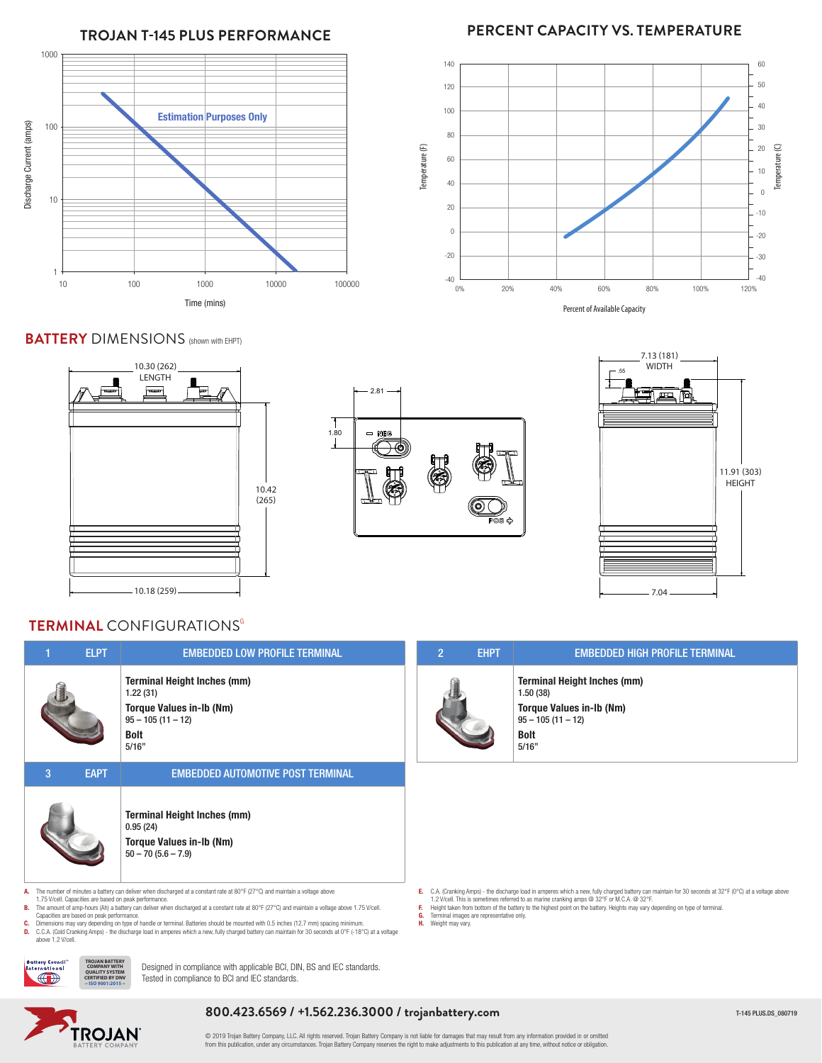## TROJAN T-145 PLUS PERFORMANCE

Discharge Current (amps)

1000
100
10
1

Estimation Purposes Only

10 100 1000 10000 100000

Time (mins)

## PERCENT CAPACITY VS. TEMPERATURE

Temperature (F)

140
120
100
80
60
40
20
0
-20
-40

Temperature (C)

60
50
40
30
20
10
0
-10
-20
-30
-40

0% 20% 40% 60% 80% 100% 120%

Percent of Available Capacity

## BATTERY DIMENSIONS (shown with EHPT)

10.30 (262)
LENGTH

10.42
(265)

10.18 (259)

2.81

1.80

NEG

POS

7.13 (181)
WIDTH

.55

11.91 (303)
HEIGHT

7.04

## TERMINAL CONFIGURATIONS[G]

| 1 | ELPT | EMBEDDED LOW PROFILE TERMINAL |
|---|---|---|
| | | **Terminal Height Inches (mm)** 1.22 (31) **Torque Values in-lb (Nm)** 95 – 105 (11 – 12) **Bolt** 5/16" |

| 2 | EHPT | EMBEDDED HIGH PROFILE TERMINAL |
|---|---|---|
| | | **Terminal Height Inches (mm)** 1.50 (38) **Torque Values in-lb (Nm)** 95 – 105 (11 – 12) **Bolt** 5/16" |

| 3 | EAPT | EMBEDDED AUTOMOTIVE POST TERMINAL |
|---|---|---|
| | | **Terminal Height Inches (mm)** 0.95 (24) **Torque Values in-lb (Nm)** 50 – 70 (5.6 – 7.9) |

**A.** The number of minutes a battery can deliver when discharged at a constant rate at 80°F (27°C) and maintain a voltage above 1.75 V/cell. Capacities are based on peak performance.
**B.** The amount of amp-hours (Ah) a battery can deliver when discharged at a constant rate at 80°F (27°C) and maintain a voltage above 1.75 V/cell. Capacities are based on peak performance.
**C.** Dimensions may vary depending on type of handle or terminal. Batteries should be mounted with 0.5 inches (12.7 mm) spacing minimum.
**D.** C.C.A. (Cold Cranking Amps) - the discharge load in amperes which a new, fully charged battery can maintain for 30 seconds at 0°F (-18°C) at a voltage above 1.2 V/cell.
**E.** C.A. (Cranking Amps) - the discharge load in amperes which a new, fully charged battery can maintain for 30 seconds at 32°F (0°C) at a voltage above 1.2 V/cell. This is sometimes referred to as marine cranking amps @ 32°F or M.C.A. @ 32°F.
**F.** Height taken from bottom of the battery to the highest point on the battery. Heights may vary depending on type of terminal.
**G.** Terminal images are representative only.
**H.** Weight may vary.

Battery Council International

TROJAN BATTERY COMPANY WITH QUALITY SYSTEM CERTIFIED BY DNV = ISO 9001:2015 =

Designed in compliance with applicable BCI, DIN, BS and IEC standards.
Tested in compliance to BCI and IEC standards.

TROJAN BATTERY COMPANY

**800.423.6569 / +1.562.236.3000 / trojanbattery.com**

T-145 PLUS.DS_080719

© 2019 Trojan Battery Company, LLC. All rights reserved. Trojan Battery Company is not liable for damages that may result from any information provided in or omitted from this publication, under any circumstances. Trojan Battery Company reserves the right to make adjustments to this publication at any time, without notice or obligation.